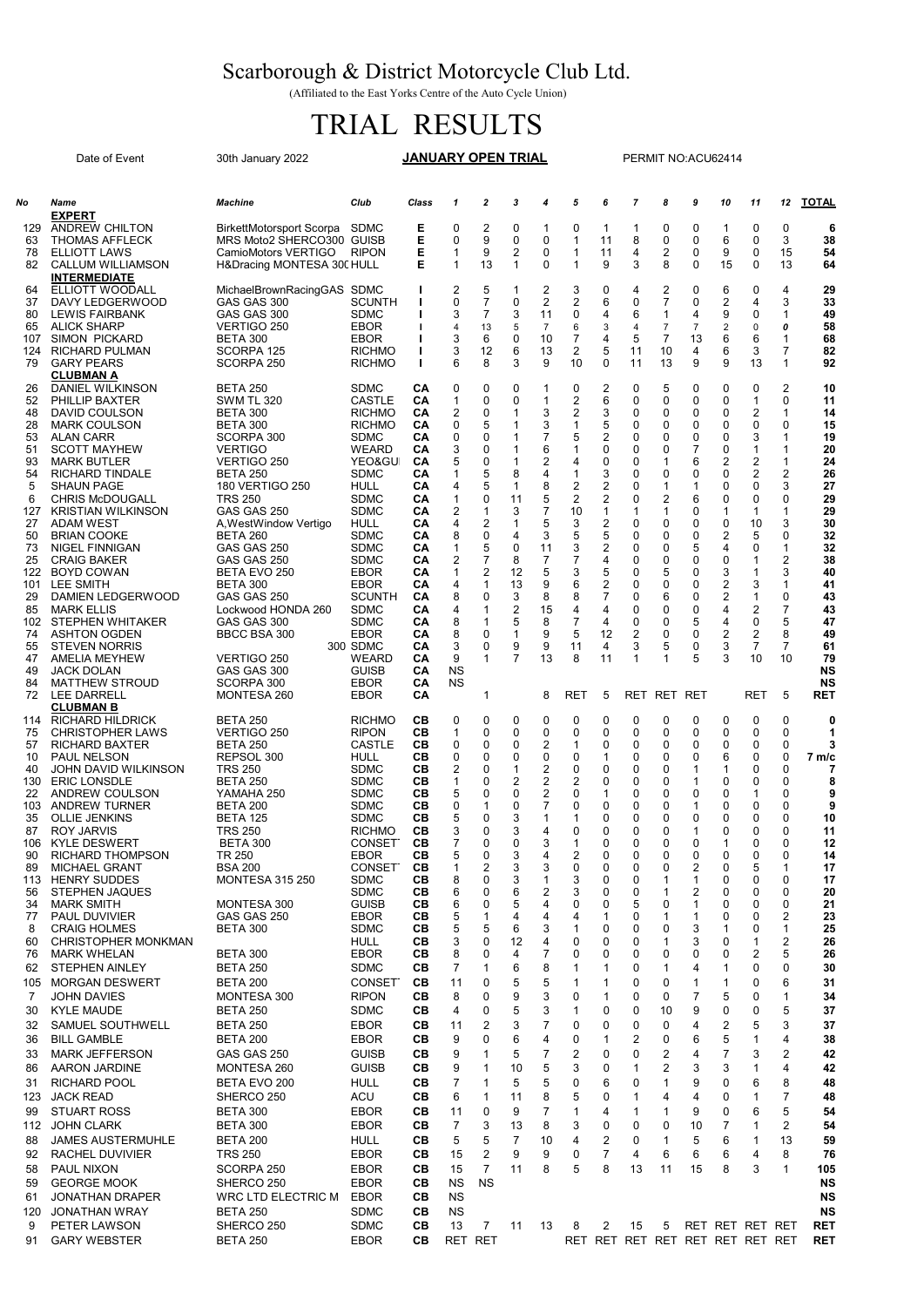# Scarborough & District Motorcycle Club Ltd.

(Affiliated to the East Yorks Centre of the Auto Cycle Union)

# TRIAL RESULTS

Date of Event 30th January 2022 **JANUARY OPEN TRIAL** PERMIT NO:ACU62414

| No | Name | Machine | Club | Class | 1 | 2 | 3 | 4 | 5 | 6 | 7 | 8 | 9 | 10 | 11 | 12 | TOTAL |
|---|---|---|---|---|---|---|---|---|---|---|---|---|---|---|---|---|---|
| | **EXPERT** | | | | | | | | | | | | | | | | |
| 129 | ANDREW CHILTON | BirkettMotorsport Scorpa | SDMC | E | 0 | 2 | 0 | 1 | 0 | 1 | 1 | 0 | 0 | 1 | 0 | 0 | **6** |
| 63 | THOMAS AFFLECK | MRS Moto2 SHERCO300 | GUISB | E | 0 | 9 | 0 | 0 | 1 | 11 | 8 | 0 | 0 | 6 | 0 | 3 | **38** |
| 78 | ELLIOTT LAWS | CamioMotors VERTIGO | RIPON | E | 1 | 9 | 2 | 0 | 1 | 11 | 4 | 2 | 0 | 9 | 0 | 15 | **54** |
| 82 | CALLUM WILLIAMSON | H&Dracing MONTESA 300 | HULL | E | 1 | 13 | 1 | 0 | 1 | 9 | 3 | 8 | 0 | 15 | 0 | 13 | **64** |
| | **INTERMEDIATE** | | | | | | | | | | | | | | | | |
| 64 | ELLIOTT WOODALL | MichaelBrownRacingGAS | SDMC | I | 2 | 5 | 1 | 2 | 3 | 0 | 4 | 2 | 0 | 6 | 0 | 4 | **29** |
| 37 | DAVY LEDGERWOOD | GAS GAS 300 | SCUNTH | I | 0 | 7 | 0 | 2 | 2 | 6 | 0 | 7 | 0 | 2 | 4 | 3 | **33** |
| 80 | LEWIS FAIRBANK | GAS GAS 300 | SDMC | I | 3 | 7 | 3 | 11 | 0 | 4 | 6 | 1 | 4 | 9 | 0 | 1 | **49** |
| 65 | ALICK SHARP | VERTIGO 250 | EBOR | I | 4 | 13 | 5 | 7 | 6 | 3 | 4 | 7 | 7 | 2 | 0 | 0 | **58** |
| 107 | SIMON PICKARD | BETA 300 | EBOR | I | 3 | 6 | 0 | 10 | 7 | 4 | 5 | 7 | 13 | 6 | 6 | 1 | **68** |
| 124 | RICHARD PULMAN | SCORPA 125 | RICHMO | I | 3 | 12 | 6 | 13 | 2 | 5 | 11 | 10 | 4 | 6 | 3 | 7 | **82** |
| 79 | GARY PEARS | SCORPA 250 | RICHMO | I | 6 | 8 | 3 | 9 | 10 | 0 | 11 | 13 | 9 | 9 | 13 | 1 | **92** |
| | **CLUBMAN A** | | | | | | | | | | | | | | | | |
| 26 | DANIEL WILKINSON | BETA 250 | SDMC | CA | 0 | 0 | 0 | 1 | 0 | 2 | 0 | 5 | 0 | 0 | 0 | 2 | **10** |
| 52 | PHILLIP BAXTER | SWM TL 320 | CASTLE | CA | 1 | 0 | 0 | 1 | 2 | 6 | 0 | 0 | 0 | 0 | 1 | 0 | **11** |
| 48 | DAVID COULSON | BETA 300 | RICHMO | CA | 2 | 0 | 1 | 3 | 2 | 3 | 0 | 0 | 0 | 0 | 2 | 1 | **14** |
| 28 | MARK COULSON | BETA 300 | RICHMO | CA | 0 | 5 | 1 | 3 | 1 | 5 | 0 | 0 | 0 | 0 | 0 | 0 | **15** |
| 53 | ALAN CARR | SCORPA 300 | SDMC | CA | 0 | 0 | 1 | 7 | 5 | 2 | 0 | 0 | 0 | 0 | 3 | 1 | **19** |
| 51 | SCOTT MAYHEW | VERTIGO | WEARD | CA | 3 | 0 | 1 | 6 | 1 | 0 | 0 | 0 | 7 | 0 | 1 | 1 | **20** |
| 93 | MARK BUTLER | VERTIGO 250 | YEO&GU | CA | 5 | 0 | 1 | 2 | 4 | 0 | 0 | 1 | 6 | 2 | 2 | 1 | **24** |
| 54 | RICHARD TINDALE | BETA 250 | SDMC | CA | 1 | 5 | 8 | 4 | 1 | 3 | 0 | 0 | 0 | 0 | 2 | 2 | **26** |
| 5 | SHAUN PAGE | 180 VERTIGO 250 | HULL | CA | 4 | 5 | 1 | 8 | 2 | 2 | 0 | 1 | 1 | 0 | 0 | 3 | **27** |
| 6 | CHRIS McDOUGALL | TRS 250 | SDMC | CA | 1 | 0 | 11 | 5 | 2 | 2 | 0 | 2 | 6 | 0 | 0 | 0 | **29** |
| 127 | KRISTIAN WILKINSON | GAS GAS 250 | SDMC | CA | 2 | 1 | 3 | 7 | 10 | 1 | 1 | 1 | 0 | 1 | 1 | 1 | **29** |
| 27 | ADAM WEST | A,WestWindow Vertigo | HULL | CA | 4 | 2 | 1 | 5 | 3 | 2 | 0 | 0 | 0 | 0 | 10 | 3 | **30** |
| 50 | BRIAN COOKE | BETA 260 | SDMC | CA | 8 | 0 | 4 | 3 | 5 | 5 | 0 | 0 | 0 | 2 | 5 | 0 | **32** |
| 73 | NIGEL FINNIGAN | GAS GAS 250 | SDMC | CA | 1 | 5 | 0 | 11 | 3 | 2 | 0 | 0 | 5 | 4 | 0 | 1 | **32** |
| 25 | CRAIG BAKER | GAS GAS 250 | SDMC | CA | 2 | 7 | 8 | 7 | 7 | 4 | 0 | 0 | 0 | 0 | 1 | 2 | **38** |
| 122 | BOYD COWAN | BETA EVO 250 | EBOR | CA | 1 | 2 | 12 | 5 | 3 | 5 | 0 | 5 | 0 | 3 | 1 | 3 | **40** |
| 101 | LEE SMITH | BETA 300 | EBOR | CA | 4 | 1 | 13 | 9 | 6 | 2 | 0 | 0 | 0 | 2 | 3 | 1 | **41** |
| 29 | DAMIEN LEDGERWOOD | GAS GAS 250 | SCUNTH | CA | 8 | 0 | 3 | 8 | 8 | 7 | 0 | 6 | 0 | 2 | 1 | 0 | **43** |
| 85 | MARK ELLIS | Lockwood HONDA 260 | SDMC | CA | 4 | 1 | 2 | 15 | 4 | 4 | 0 | 0 | 0 | 4 | 2 | 7 | **43** |
| 102 | STEPHEN WHITAKER | GAS GAS 300 | SDMC | CA | 8 | 1 | 5 | 8 | 7 | 4 | 0 | 0 | 5 | 4 | 0 | 5 | **47** |
| 74 | ASHTON OGDEN | BBCC BSA 300 | EBOR | CA | 8 | 0 | 1 | 9 | 5 | 12 | 2 | 0 | 0 | 2 | 2 | 8 | **49** |
| 55 | STEVEN NORRIS | 300 | SDMC | CA | 3 | 0 | 9 | 9 | 11 | 4 | 3 | 5 | 0 | 3 | 7 | 7 | **61** |
| 47 | AMELIA MEYHEW | VERTIGO 250 | WEARD | CA | 9 | 1 | 7 | 13 | 8 | 11 | 1 | 1 | 5 | 3 | 10 | 10 | **79** |
| 49 | JACK DOLAN | GAS GAS 300 | GUISB | CA | NS | | | | | | | | | | | | **NS** |
| 84 | MATTHEW STROUD | SCORPA 300 | EBOR | CA | NS | | | | | | | | | | | | **NS** |
| 72 | LEE DARRELL | MONTESA 260 | EBOR | CA | | 1 | | 8 | RET | 5 | RET | RET | RET | | RET | 5 | **RET** |
| | **CLUBMAN B** | | | | | | | | | | | | | | | | |
| 114 | RICHARD HILDRICK | BETA 250 | RICHMO | CB | 0 | 0 | 0 | 0 | 0 | 0 | 0 | 0 | 0 | 0 | 0 | 0 | **0** |
| 75 | CHRISTOPHER LAWS | VERTIGO 250 | RIPON | CB | 1 | 0 | 0 | 0 | 0 | 0 | 0 | 0 | 0 | 0 | 0 | 0 | **1** |
| 57 | RICHARD BAXTER | BETA 250 | CASTLE | CB | 0 | 0 | 0 | 2 | 1 | 0 | 0 | 0 | 0 | 0 | 0 | 0 | **3** |
| 10 | PAUL NELSON | REPSOL 300 | HULL | CB | 0 | 0 | 0 | 0 | 0 | 1 | 0 | 0 | 0 | 6 | 0 | 0 | **7 m/c** |
| 40 | JOHN DAVID WILKINSON | TRS 250 | SDMC | CB | 2 | 0 | 1 | 2 | 0 | 0 | 0 | 0 | 1 | 1 | 0 | 0 | **7** |
| 130 | ERIC LONSDLE | BETA 250 | SDMC | CB | 1 | 0 | 2 | 2 | 2 | 0 | 0 | 0 | 1 | 0 | 0 | 0 | **8** |
| 22 | ANDREW COULSON | YAMAHA 250 | SDMC | CB | 5 | 0 | 0 | 2 | 0 | 1 | 0 | 0 | 0 | 0 | 1 | 0 | **9** |
| 103 | ANDREW TURNER | BETA 200 | SDMC | CB | 0 | 1 | 0 | 7 | 0 | 0 | 0 | 0 | 1 | 0 | 0 | 0 | **9** |
| 35 | OLLIE JENKINS | BETA 125 | SDMC | CB | 5 | 0 | 3 | 1 | 1 | 0 | 0 | 0 | 0 | 0 | 0 | 0 | **10** |
| 87 | ROY JARVIS | TRS 250 | RICHMO | CB | 3 | 0 | 3 | 4 | 0 | 0 | 0 | 0 | 1 | 0 | 0 | 0 | **11** |
| 106 | KYLE DESWERT | BETA 300 | CONSET | CB | 7 | 0 | 0 | 3 | 1 | 0 | 0 | 0 | 0 | 1 | 0 | 0 | **12** |
| 90 | RICHARD THOMPSON | TR 250 | EBOR | CB | 5 | 0 | 3 | 4 | 2 | 0 | 0 | 0 | 0 | 0 | 0 | 0 | **14** |
| 89 | MICHAEL GRANT | BSA 200 | CONSET | CB | 1 | 2 | 3 | 3 | 0 | 0 | 0 | 0 | 2 | 0 | 5 | 1 | **17** |
| 113 | HENRY SUDDES | MONTESA 315 250 | SDMC | CB | 8 | 0 | 3 | 1 | 3 | 0 | 0 | 1 | 1 | 0 | 0 | 0 | **17** |
| 56 | STEPHEN JAQUES | | SDMC | CB | 6 | 0 | 6 | 2 | 3 | 0 | 0 | 1 | 2 | 0 | 0 | 0 | **20** |
| 34 | MARK SMITH | MONTESA 300 | GUISB | CB | 6 | 0 | 5 | 4 | 0 | 0 | 5 | 0 | 1 | 0 | 0 | 0 | **21** |
| 77 | PAUL DUVIVIER | GAS GAS 250 | EBOR | CB | 5 | 1 | 4 | 4 | 4 | 1 | 0 | 1 | 1 | 0 | 0 | 2 | **23** |
| 8 | CRAIG HOLMES | BETA 300 | SDMC | CB | 5 | 5 | 6 | 3 | 1 | 0 | 0 | 0 | 3 | 1 | 0 | 1 | **25** |
| 60 | CHRISTOPHER MONKMAN | | HULL | CB | 3 | 0 | 12 | 4 | 0 | 0 | 0 | 1 | 3 | 0 | 1 | 2 | **26** |
| 76 | MARK WHELAN | BETA 300 | EBOR | CB | 8 | 0 | 4 | 7 | 0 | 0 | 0 | 0 | 0 | 0 | 2 | 5 | **26** |
| 62 | STEPHEN AINLEY | BETA 250 | SDMC | CB | 7 | 1 | 6 | 8 | 1 | 1 | 0 | 1 | 4 | 1 | 0 | 0 | **30** |
| 105 | MORGAN DESWERT | BETA 200 | CONSET | CB | 11 | 0 | 5 | 5 | 1 | 1 | 0 | 0 | 1 | 1 | 0 | 6 | **31** |
| 7 | JOHN DAVIES | MONTESA 300 | RIPON | CB | 8 | 0 | 9 | 3 | 0 | 1 | 0 | 0 | 7 | 5 | 0 | 1 | **34** |
| 30 | KYLE MAUDE | BETA 250 | SDMC | CB | 4 | 0 | 5 | 3 | 1 | 0 | 0 | 10 | 9 | 0 | 0 | 5 | **37** |
| 32 | SAMUEL SOUTHWELL | BETA 250 | EBOR | CB | 11 | 2 | 3 | 7 | 0 | 0 | 0 | 0 | 4 | 2 | 5 | 3 | **37** |
| 36 | BILL GAMBLE | BETA 200 | EBOR | CB | 9 | 0 | 6 | 4 | 0 | 1 | 2 | 0 | 6 | 5 | 1 | 4 | **38** |
| 33 | MARK JEFFERSON | GAS GAS 250 | GUISB | CB | 9 | 1 | 5 | 7 | 2 | 0 | 0 | 2 | 4 | 7 | 3 | 2 | **42** |
| 86 | AARON JARDINE | MONTESA 260 | GUISB | CB | 9 | 1 | 10 | 5 | 3 | 0 | 1 | 2 | 3 | 3 | 1 | 4 | **42** |
| 31 | RICHARD POOL | BETA EVO 200 | HULL | CB | 7 | 1 | 5 | 5 | 0 | 6 | 0 | 1 | 9 | 0 | 6 | 8 | **48** |
| 123 | JACK READ | SHERCO 250 | ACU | CB | 6 | 1 | 11 | 8 | 5 | 0 | 1 | 4 | 4 | 0 | 1 | 7 | **48** |
| 99 | STUART ROSS | BETA 300 | EBOR | CB | 11 | 0 | 9 | 7 | 1 | 4 | 1 | 1 | 9 | 0 | 6 | 5 | **54** |
| 112 | JOHN CLARK | BETA 300 | EBOR | CB | 7 | 3 | 13 | 8 | 3 | 0 | 0 | 0 | 10 | 7 | 1 | 2 | **54** |
| 88 | JAMES AUSTERMUHLE | BETA 200 | HULL | CB | 5 | 5 | 7 | 10 | 4 | 2 | 0 | 1 | 5 | 6 | 1 | 13 | **59** |
| 92 | RACHEL DUVIVIER | TRS 250 | EBOR | CB | 15 | 2 | 9 | 9 | 0 | 7 | 4 | 6 | 6 | 6 | 4 | 8 | **76** |
| 58 | PAUL NIXON | SCORPA 250 | EBOR | CB | 15 | 7 | 11 | 8 | 5 | 8 | 13 | 11 | 15 | 8 | 3 | 1 | **105** |
| 59 | GEORGE MOOK | SHERCO 250 | EBOR | CB | NS | NS | | | | | | | | | | | **NS** |
| 61 | JONATHAN DRAPER | WRC LTD ELECTRIC M | EBOR | CB | NS | | | | | | | | | | | | **NS** |
| 120 | JONATHAN WRAY | BETA 250 | SDMC | CB | NS | | | | | | | | | | | | **NS** |
| 9 | PETER LAWSON | SHERCO 250 | SDMC | CB | 13 | 7 | 11 | 13 | 8 | 2 | 15 | 5 | RET | RET | RET | RET | **RET** |
| 91 | GARY WEBSTER | BETA 250 | EBOR | CB | RET | RET | | | RET | RET | RET | RET | RET | RET | RET | RET | **RET** |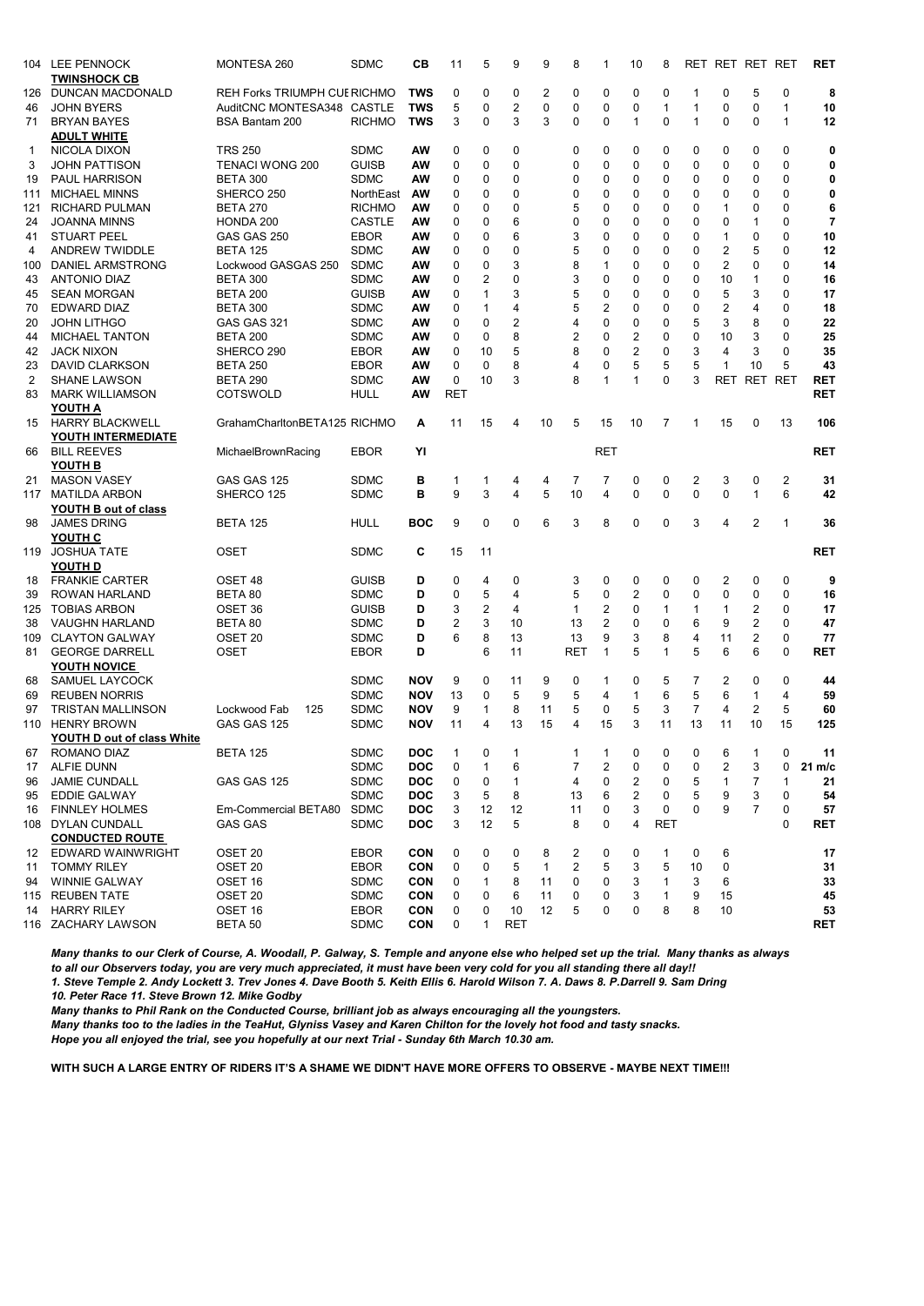| | | | | | | | | | | | | | | | | | |
|---|---|---|---|---|---|---|---|---|---|---|---|---|---|---|---|---|---|
| 104 | LEE PENNOCK | MONTESA 260 | SDMC | **CB** | 11 | 5 | 9 | 9 | 8 | 1 | 10 | 8 | RET | RET | RET | RET | **RET** |
| | **TWINSHOCK CB** | | | | | | | | | | | | | | | | |
| 126 | DUNCAN MACDONALD | REH Forks TRIUMPH CUI | RICHMO | **TWS** | 0 | 0 | 0 | 2 | 0 | 0 | 0 | 0 | 1 | 0 | 5 | 0 | **8** |
| 46 | JOHN BYERS | AuditCNC MONTESA348 | CASTLE | **TWS** | 5 | 0 | 2 | 0 | 0 | 0 | 0 | 1 | 1 | 0 | 0 | 1 | **10** |
| 71 | BRYAN BAYES | BSA Bantam 200 | RICHMO | **TWS** | 3 | 0 | 3 | 3 | 0 | 0 | 1 | 0 | 1 | 0 | 0 | 1 | **12** |
| | **ADULT WHITE** | | | | | | | | | | | | | | | | |
| 1 | NICOLA DIXON | TRS 250 | SDMC | **AW** | 0 | 0 | 0 | | 0 | 0 | 0 | 0 | 0 | 0 | 0 | 0 | **0** |
| 3 | JOHN PATTISON | TENACI WONG 200 | GUISB | **AW** | 0 | 0 | 0 | | 0 | 0 | 0 | 0 | 0 | 0 | 0 | 0 | **0** |
| 19 | PAUL HARRISON | BETA 300 | SDMC | **AW** | 0 | 0 | 0 | | 0 | 0 | 0 | 0 | 0 | 0 | 0 | 0 | **0** |
| 111 | MICHAEL MINNS | SHERCO 250 | NorthEast | **AW** | 0 | 0 | 0 | | 0 | 0 | 0 | 0 | 0 | 0 | 0 | 0 | **0** |
| 121 | RICHARD PULMAN | BETA 270 | RICHMO | **AW** | 0 | 0 | 0 | | 5 | 0 | 0 | 0 | 0 | 1 | 0 | 0 | **6** |
| 24 | JOANNA MINNS | HONDA 200 | CASTLE | **AW** | 0 | 0 | 6 | | 0 | 0 | 0 | 0 | 0 | 0 | 1 | 0 | **7** |
| 41 | STUART PEEL | GAS GAS 250 | EBOR | **AW** | 0 | 0 | 6 | | 3 | 0 | 0 | 0 | 0 | 1 | 0 | 0 | **10** |
| 4 | ANDREW TWIDDLE | BETA 125 | SDMC | **AW** | 0 | 0 | 0 | | 5 | 0 | 0 | 0 | 0 | 2 | 5 | 0 | **12** |
| 100 | DANIEL ARMSTRONG | Lockwood GASGAS 250 | SDMC | **AW** | 0 | 0 | 3 | | 8 | 1 | 0 | 0 | 0 | 2 | 0 | 0 | **14** |
| 43 | ANTONIO DIAZ | BETA 300 | SDMC | **AW** | 0 | 2 | 0 | | 3 | 0 | 0 | 0 | 0 | 10 | 1 | 0 | **16** |
| 45 | SEAN MORGAN | BETA 200 | GUISB | **AW** | 0 | 1 | 3 | | 5 | 0 | 0 | 0 | 0 | 5 | 3 | 0 | **17** |
| 70 | EDWARD DIAZ | BETA 300 | SDMC | **AW** | 0 | 1 | 4 | | 5 | 2 | 0 | 0 | 0 | 2 | 4 | 0 | **18** |
| 20 | JOHN LITHGO | GAS GAS 321 | SDMC | **AW** | 0 | 0 | 2 | | 4 | 0 | 0 | 0 | 5 | 3 | 8 | 0 | **22** |
| 44 | MICHAEL TANTON | BETA 200 | SDMC | **AW** | 0 | 0 | 8 | | 2 | 0 | 2 | 0 | 0 | 10 | 3 | 0 | **25** |
| 42 | JACK NIXON | SHERCO 290 | EBOR | **AW** | 0 | 10 | 5 | | 8 | 0 | 2 | 0 | 3 | 4 | 3 | 0 | **35** |
| 23 | DAVID CLARKSON | BETA 250 | EBOR | **AW** | 0 | 0 | 8 | | 4 | 0 | 5 | 5 | 5 | 1 | 10 | 5 | **43** |
| 2 | SHANE LAWSON | BETA 290 | SDMC | **AW** | 0 | 10 | 3 | | 8 | 1 | 1 | 0 | 3 | RET | RET | RET | **RET** |
| 83 | MARK WILLIAMSON | COTSWOLD | HULL | **AW** | RET | | | | | | | | | | | | **RET** |
| | **YOUTH A** | | | | | | | | | | | | | | | | |
| 15 | HARRY BLACKWELL | GrahamCharltonBETA125 | RICHMO | **A** | 11 | 15 | 4 | 10 | 5 | 15 | 10 | 7 | 1 | 15 | 0 | 13 | **106** |
| | **YOUTH INTERMEDIATE** | | | | | | | | | | | | | | | | |
| 66 | BILL REEVES | MichaelBrownRacing | EBOR | **YI** | | | | | | RET | | | | | | | **RET** |
| | **YOUTH B** | | | | | | | | | | | | | | | | |
| 21 | MASON VASEY | GAS GAS 125 | SDMC | **B** | 1 | 1 | 4 | 4 | 7 | 7 | 0 | 0 | 2 | 3 | 0 | 2 | **31** |
| 117 | MATILDA ARBON | SHERCO 125 | SDMC | **B** | 9 | 3 | 4 | 5 | 10 | 4 | 0 | 0 | 0 | 0 | 1 | 6 | **42** |
| | **YOUTH B out of class** | | | | | | | | | | | | | | | | |
| 98 | JAMES DRING | BETA 125 | HULL | **BOC** | 9 | 0 | 0 | 6 | 3 | 8 | 0 | 0 | 3 | 4 | 2 | 1 | **36** |
| | **YOUTH C** | | | | | | | | | | | | | | | | |
| 119 | JOSHUA TATE | OSET | SDMC | **C** | 15 | 11 | | | | | | | | | | | **RET** |
| | **YOUTH D** | | | | | | | | | | | | | | | | |
| 18 | FRANKIE CARTER | OSET 48 | GUISB | **D** | 0 | 4 | 0 | | 3 | 0 | 0 | 0 | 0 | 2 | 0 | 0 | **9** |
| 39 | ROWAN HARLAND | BETA 80 | SDMC | **D** | 0 | 5 | 4 | | 5 | 0 | 2 | 0 | 0 | 0 | 0 | 0 | **16** |
| 125 | TOBIAS ARBON | OSET 36 | GUISB | **D** | 3 | 2 | 4 | | 1 | 2 | 0 | 1 | 1 | 1 | 2 | 0 | **17** |
| 38 | VAUGHN HARLAND | BETA 80 | SDMC | **D** | 2 | 3 | 10 | | 13 | 2 | 0 | 0 | 6 | 9 | 2 | 0 | **47** |
| 109 | CLAYTON GALWAY | OSET 20 | SDMC | **D** | 6 | 8 | 13 | | 13 | 9 | 3 | 8 | 4 | 11 | 2 | 0 | **77** |
| 81 | GEORGE DARRELL | OSET | EBOR | **D** | | 6 | 11 | | RET | 1 | 5 | 1 | 5 | 6 | 6 | 0 | **RET** |
| | **YOUTH NOVICE** | | | | | | | | | | | | | | | | |
| 68 | SAMUEL LAYCOCK | | SDMC | **NOV** | 9 | 0 | 11 | 9 | 0 | 1 | 0 | 5 | 7 | 2 | 0 | 0 | **44** |
| 69 | REUBEN NORRIS | | SDMC | **NOV** | 13 | 0 | 5 | 9 | 5 | 4 | 1 | 6 | 5 | 6 | 1 | 4 | **59** |
| 97 | TRISTAN MALLINSON | Lockwood Fab 125 | SDMC | **NOV** | 9 | 1 | 8 | 11 | 5 | 0 | 5 | 3 | 7 | 4 | 2 | 5 | **60** |
| 110 | HENRY BROWN | GAS GAS 125 | SDMC | **NOV** | 11 | 4 | 13 | 15 | 4 | 15 | 3 | 11 | 13 | 11 | 10 | 15 | **125** |
| | **YOUTH D out of class White** | | | | | | | | | | | | | | | | |
| 67 | ROMANO DIAZ | BETA 125 | SDMC | **DOC** | 1 | 0 | 1 | | 1 | 1 | 0 | 0 | 0 | 6 | 1 | 0 | **11** |
| 17 | ALFIE DUNN | | SDMC | **DOC** | 0 | 1 | 6 | | 7 | 2 | 0 | 0 | 0 | 2 | 3 | 0 | **21 m/c** |
| 96 | JAMIE CUNDALL | GAS GAS 125 | SDMC | **DOC** | 0 | 0 | 1 | | 4 | 0 | 2 | 0 | 5 | 1 | 7 | 1 | **21** |
| 95 | EDDIE GALWAY | | SDMC | **DOC** | 3 | 5 | 8 | | 13 | 6 | 2 | 0 | 5 | 9 | 3 | 0 | **54** |
| 16 | FINNLEY HOLMES | Em-Commercial BETA80 | SDMC | **DOC** | 3 | 12 | 12 | | 11 | 0 | 3 | 0 | 0 | 9 | 7 | 0 | **57** |
| 108 | DYLAN CUNDALL | GAS GAS | SDMC | **DOC** | 3 | 12 | 5 | | 8 | 0 | 4 | RET | | | | 0 | **RET** |
| | **CONDUCTED ROUTE** | | | | | | | | | | | | | | | | |
| 12 | EDWARD WAINWRIGHT | OSET 20 | EBOR | **CON** | 0 | 0 | 0 | 8 | 2 | 0 | 0 | 1 | 0 | 6 | | | **17** |
| 11 | TOMMY RILEY | OSET 20 | EBOR | **CON** | 0 | 0 | 5 | 1 | 2 | 5 | 3 | 5 | 10 | 0 | | | **31** |
| 94 | WINNIE GALWAY | OSET 16 | SDMC | **CON** | 0 | 1 | 8 | 11 | 0 | 0 | 3 | 1 | 3 | 6 | | | **33** |
| 115 | REUBEN TATE | OSET 20 | SDMC | **CON** | 0 | 0 | 6 | 11 | 0 | 0 | 3 | 1 | 9 | 15 | | | **45** |
| 14 | HARRY RILEY | OSET 16 | EBOR | **CON** | 0 | 0 | 10 | 12 | 5 | 0 | 0 | 8 | 8 | 10 | | | **53** |
| 116 | ZACHARY LAWSON | BETA 50 | SDMC | **CON** | 0 | 1 | RET | | | | | | | | | | **RET** |

***Many thanks to our Clerk of Course, A. Woodall, P. Galway, S. Temple and anyone else who helped set up the trial. Many thanks as always to all our Observers today, you are very much appreciated, it must have been very cold for you all standing there all day!!***
***1. Steve Temple 2. Andy Lockett 3. Trev Jones 4. Dave Booth 5. Keith Ellis 6. Harold Wilson 7. A. Daws 8. P.Darrell 9. Sam Dring 10. Peter Race 11. Steve Brown 12. Mike Godby***
***Many thanks to Phil Rank on the Conducted Course, brilliant job as always encouraging all the youngsters.***
***Many thanks too to the ladies in the TeaHut, Glyniss Vasey and Karen Chilton for the lovely hot food and tasty snacks.***
***Hope you all enjoyed the trial, see you hopefully at our next Trial - Sunday 6th March 10.30 am.***

**WITH SUCH A LARGE ENTRY OF RIDERS IT'S A SHAME WE DIDN'T HAVE MORE OFFERS TO OBSERVE - MAYBE NEXT TIME!!!**